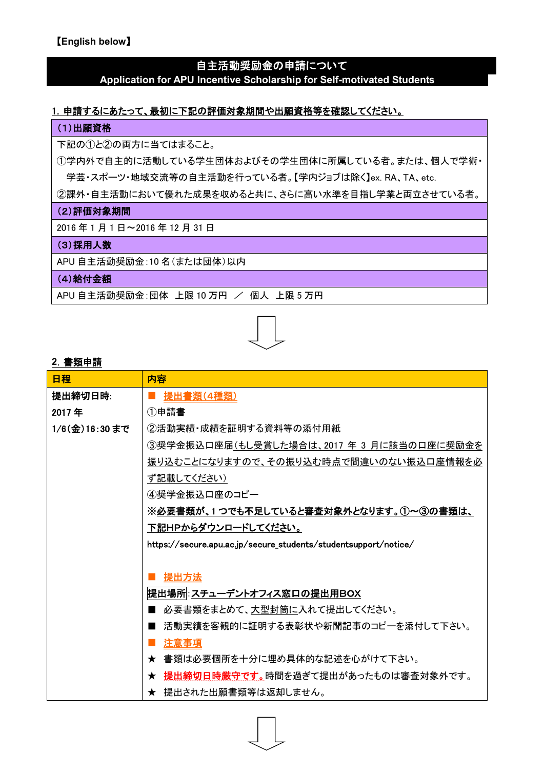【English below】

# 自主活動奨励金の申請について
## Application for APU Incentive Scholarship for Self-motivated Students

### 1. 申請するにあたって、最初に下記の評価対象期間や出願資格等を確認してください。

| |
|---|
| **(1)出願資格** |
| 下記の①と②の両方に当てはまること。<br>①学内外で自主的に活動している学生団体およびその学生団体に所属している者。または、個人で学術・学芸・スポーツ・地域交流等の自主活動を行っている者。【学内ジョブは除く】ex. RA、TA、etc.<br>②課外・自主活動において優れた成果を収めると共に、さらに高い水準を目指し学業と両立させている者。 |
| **(2)評価対象期間** |
| 2016 年 1 月 1 日～2016 年 12 月 31 日 |
| **(3)採用人数** |
| APU 自主活動奨励金:10 名(または団体)以内 |
| **(4)給付金額** |
| APU 自主活動奨励金:団体　上限 10 万円　／　個人　上限 5 万円 |

### 2. 書類申請

| 日程 | 内容 |
|---|---|
| **提出締切日時:**<br>**2017 年**<br>**1/6(金)16:30 まで** | ■ **提出書類(4種類)**<br>①申請書<br>②活動実績・成績を証明する資料等の添付用紙<br>③奨学金振込口座届(もし受賞した場合は、2017 年 3 月に該当の口座に奨学金を振り込むことになりますので、その振り込む時点で間違いのない振込口座情報を必ず記載してください)<br>④奨学金振込口座のコピー<br>**※必要書類が、1 つでも不足していると審査対象外となります。①～③の書類は、下記HPからダウンロードしてください。**<br>https://secure.apu.ac.jp/secure_students/studentsupport/notice/<br><br>■ **提出方法**<br>提出場所:**スチューデントオフィス窓口の提出用BOX**<br>■ 必要書類をまとめて、大型封筒に入れて提出してください。<br>■ 活動実績を客観的に証明する表彰状や新聞記事のコピーを添付して下さい。<br>■ **注意事項**<br>★ 書類は必要個所を十分に埋め具体的な記述を心がけて下さい。<br>★ **提出締切日時厳守です。**時間を過ぎて提出があったものは審査対象外です。<br>★ 提出された出願書類等は返却しません。 |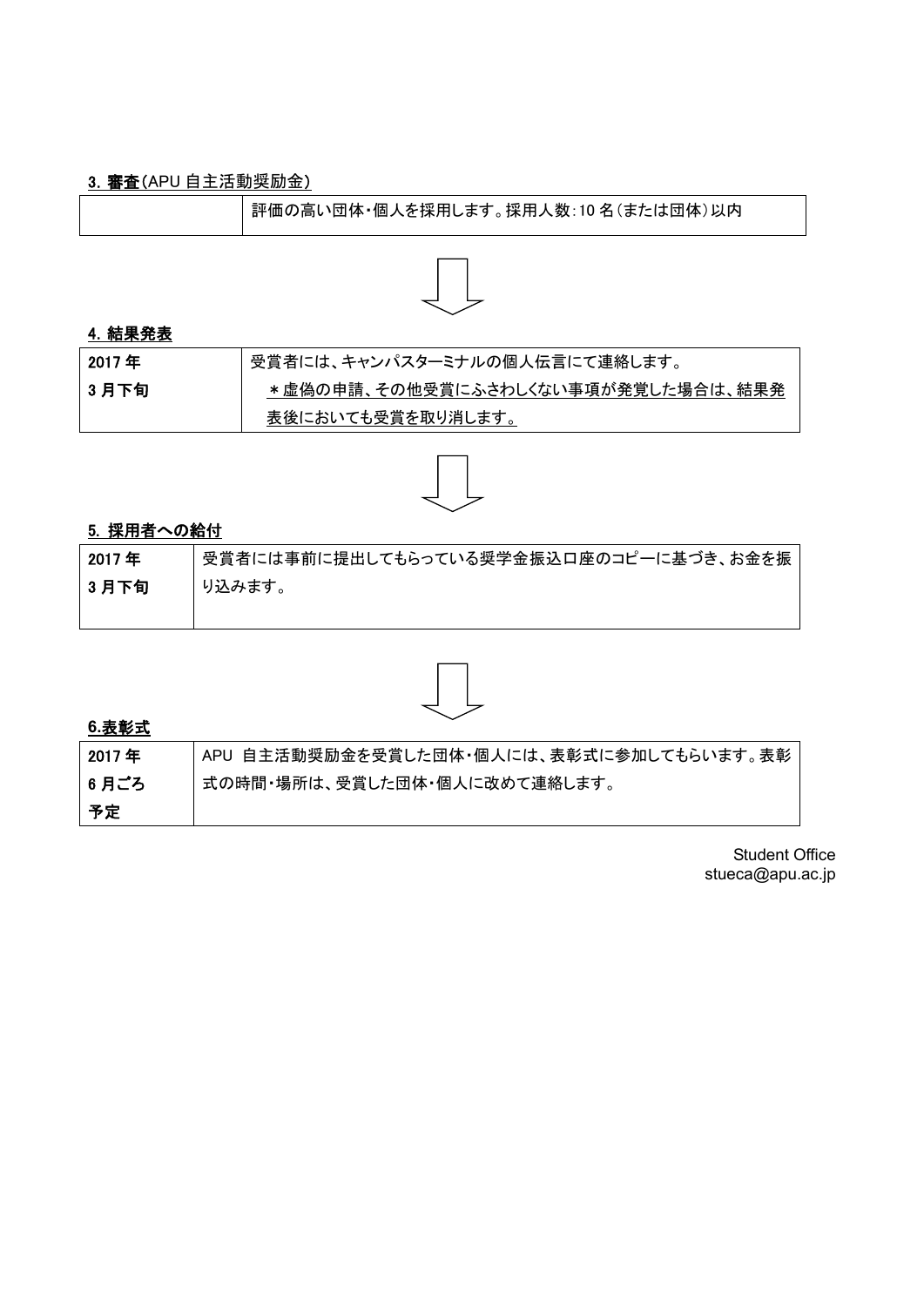### 3. 審査(APU 自主活動奨励金)

| | |
|---|---|
| | 評価の高い団体・個人を採用します。採用人数:10 名(または団体)以内 |

### 4. 結果発表

| | |
|---|---|
| 2017 年<br>3 月下旬 | 受賞者には、キャンパスターミナルの個人伝言にて連絡します。<br>＊虚偽の申請、その他受賞にふさわしくない事項が発覚した場合は、結果発表後においても受賞を取り消します。 |

### 5. 採用者への給付

| | |
|---|---|
| 2017 年<br>3 月下旬 | 受賞者には事前に提出してもらっている奨学金振込口座のコピーに基づき、お金を振り込みます。 |

### 6.表彰式

| | |
|---|---|
| 2017 年<br>6 月ごろ<br>予定 | APU 自主活動奨励金を受賞した団体・個人には、表彰式に参加してもらいます。表彰式の時間・場所は、受賞した団体・個人に改めて連絡します。 |

Student Office
stueca@apu.ac.jp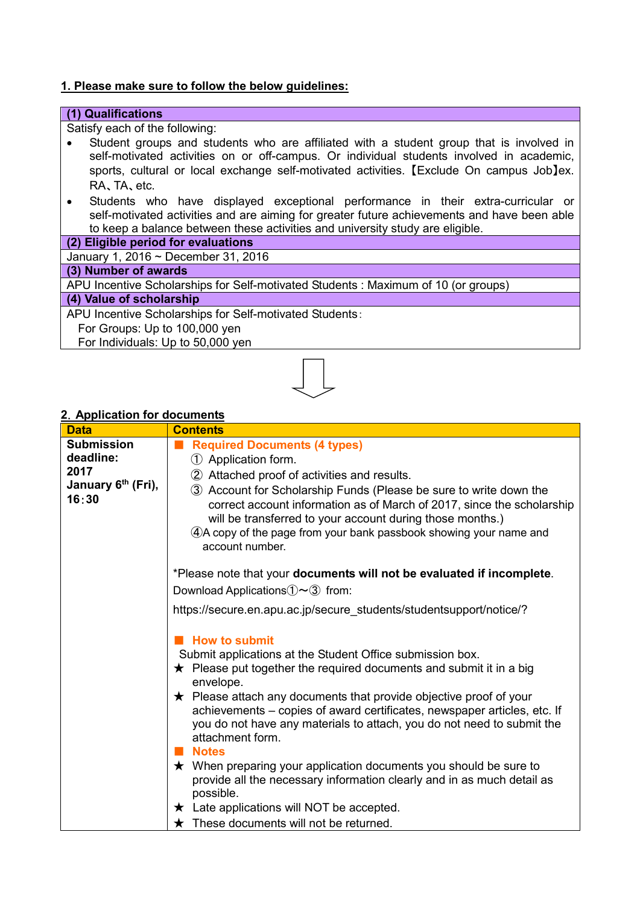## 1. Please make sure to follow the below guidelines:

| (1) Qualifications |
|---|
| Satisfy each of the following:<br>• Student groups and students who are affiliated with a student group that is involved in self-motivated activities on or off-campus. Or individual students involved in academic, sports, cultural or local exchange self-motivated activities.【Exclude On campus Job】ex. RA、TA、etc.<br>• Students who have displayed exceptional performance in their extra-curricular or self-motivated activities and are aiming for greater future achievements and have been able to keep a balance between these activities and university study are eligible. |
| **(2) Eligible period for evaluations** |
| January 1, 2016 ~ December 31, 2016 |
| **(3) Number of awards** |
| APU Incentive Scholarships for Self-motivated Students : Maximum of 10 (or groups) |
| **(4) Value of scholarship** |
| APU Incentive Scholarships for Self-motivated Students：<br>For Groups: Up to 100,000 yen<br>For Individuals: Up to 50,000 yen |

## 2. Application for documents

| Data | Contents |
|---|---|
| **Submission deadline: 2017 January 6th (Fri), 16：30** | ■ **Required Documents (4 types)**<br>① Application form.<br>② Attached proof of activities and results.<br>③ Account for Scholarship Funds (Please be sure to write down the correct account information as of March of 2017, since the scholarship will be transferred to your account during those months.)<br>④A copy of the page from your bank passbook showing your name and account number.<br><br>*Please note that your **documents will not be evaluated if incomplete**.<br>Download Applications①~③ from:<br>https://secure.en.apu.ac.jp/secure_students/studentsupport/notice/?<br><br>■ **How to submit**<br>Submit applications at the Student Office submission box.<br>★ Please put together the required documents and submit it in a big envelope.<br>★ Please attach any documents that provide objective proof of your achievements – copies of award certificates, newspaper articles, etc. If you do not have any materials to attach, you do not need to submit the attachment form.<br>■ **Notes**<br>★ When preparing your application documents you should be sure to provide all the necessary information clearly and in as much detail as possible.<br>★ Late applications will NOT be accepted.<br>★ These documents will not be returned. |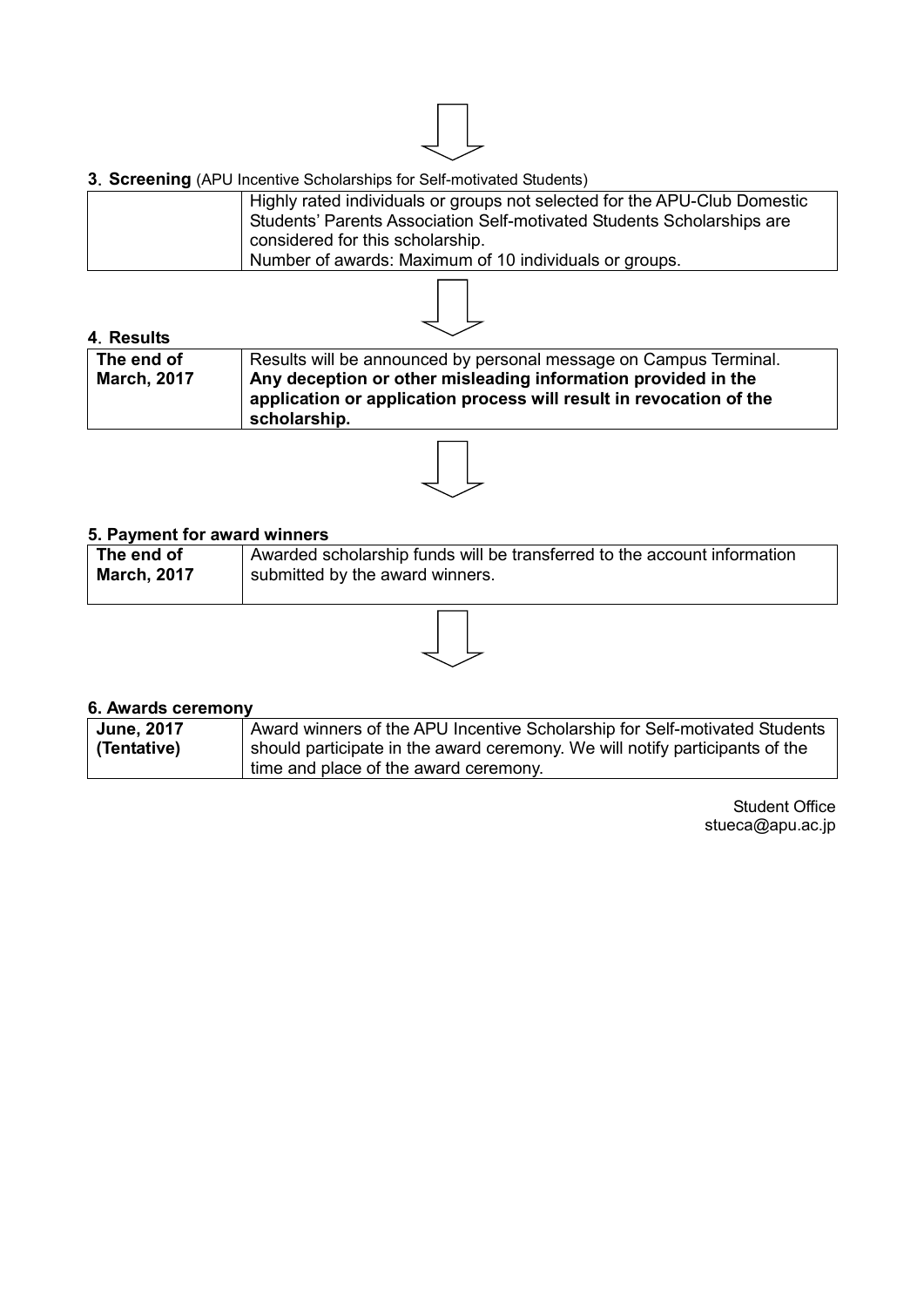**3**. **Screening** (APU Incentive Scholarships for Self-motivated Students)

| | |
|---|---|
| | Highly rated individuals or groups not selected for the APU-Club Domestic Students' Parents Association Self-motivated Students Scholarships are considered for this scholarship.<br>Number of awards: Maximum of 10 individuals or groups. |

**4**. **Results**

| | |
|---|---|
| **The end of March, 2017** | Results will be announced by personal message on Campus Terminal.<br>**Any deception or other misleading information provided in the application or application process will result in revocation of the scholarship.** |

**5. Payment for award winners**

| | |
|---|---|
| **The end of March, 2017** | Awarded scholarship funds will be transferred to the account information submitted by the award winners. |

**6. Awards ceremony**

| | |
|---|---|
| **June, 2017 (Tentative)** | Award winners of the APU Incentive Scholarship for Self-motivated Students should participate in the award ceremony. We will notify participants of the time and place of the award ceremony. |

Student Office
stueca@apu.ac.jp